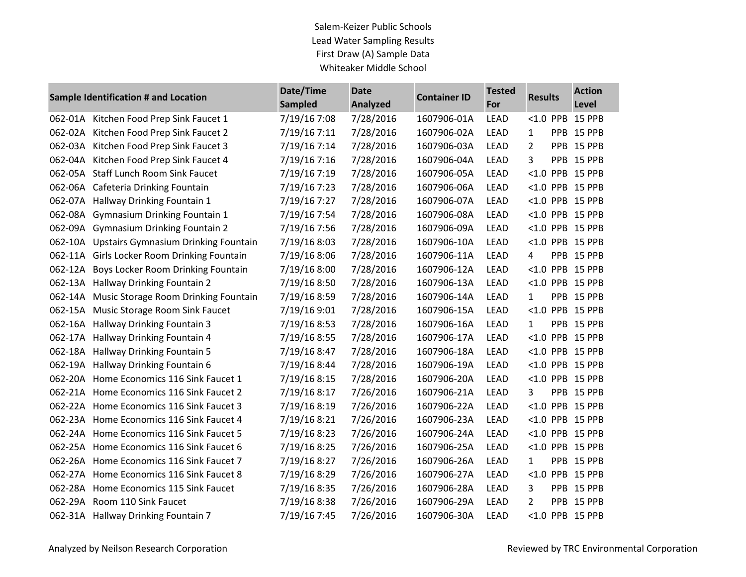Salem-Keizer Public Schools
Lead Water Sampling Results
First Draw (A) Sample Data
Whiteaker Middle School

| Sample Identification # and Location | | Date/Time Sampled | Date Analyzed | Container ID | Tested For | Results | Action Level |
|---|---|---|---|---|---|---|---|
| 062-01A | Kitchen Food Prep Sink Faucet 1 | 7/19/16 7:08 | 7/28/2016 | 1607906-01A | LEAD | <1.0 PPB | 15 PPB |
| 062-02A | Kitchen Food Prep Sink Faucet 2 | 7/19/16 7:11 | 7/28/2016 | 1607906-02A | LEAD | 1 PPB | 15 PPB |
| 062-03A | Kitchen Food Prep Sink Faucet 3 | 7/19/16 7:14 | 7/28/2016 | 1607906-03A | LEAD | 2 PPB | 15 PPB |
| 062-04A | Kitchen Food Prep Sink Faucet 4 | 7/19/16 7:16 | 7/28/2016 | 1607906-04A | LEAD | 3 PPB | 15 PPB |
| 062-05A | Staff Lunch Room Sink Faucet | 7/19/16 7:19 | 7/28/2016 | 1607906-05A | LEAD | <1.0 PPB | 15 PPB |
| 062-06A | Cafeteria Drinking Fountain | 7/19/16 7:23 | 7/28/2016 | 1607906-06A | LEAD | <1.0 PPB | 15 PPB |
| 062-07A | Hallway Drinking Fountain 1 | 7/19/16 7:27 | 7/28/2016 | 1607906-07A | LEAD | <1.0 PPB | 15 PPB |
| 062-08A | Gymnasium Drinking Fountain 1 | 7/19/16 7:54 | 7/28/2016 | 1607906-08A | LEAD | <1.0 PPB | 15 PPB |
| 062-09A | Gymnasium Drinking Fountain 2 | 7/19/16 7:56 | 7/28/2016 | 1607906-09A | LEAD | <1.0 PPB | 15 PPB |
| 062-10A | Upstairs Gymnasium Drinking Fountain | 7/19/16 8:03 | 7/28/2016 | 1607906-10A | LEAD | <1.0 PPB | 15 PPB |
| 062-11A | Girls Locker Room Drinking Fountain | 7/19/16 8:06 | 7/28/2016 | 1607906-11A | LEAD | 4 PPB | 15 PPB |
| 062-12A | Boys Locker Room Drinking Fountain | 7/19/16 8:00 | 7/28/2016 | 1607906-12A | LEAD | <1.0 PPB | 15 PPB |
| 062-13A | Hallway Drinking Fountain 2 | 7/19/16 8:50 | 7/28/2016 | 1607906-13A | LEAD | <1.0 PPB | 15 PPB |
| 062-14A | Music Storage Room Drinking Fountain | 7/19/16 8:59 | 7/28/2016 | 1607906-14A | LEAD | 1 PPB | 15 PPB |
| 062-15A | Music Storage Room Sink Faucet | 7/19/16 9:01 | 7/28/2016 | 1607906-15A | LEAD | <1.0 PPB | 15 PPB |
| 062-16A | Hallway Drinking Fountain 3 | 7/19/16 8:53 | 7/28/2016 | 1607906-16A | LEAD | 1 PPB | 15 PPB |
| 062-17A | Hallway Drinking Fountain 4 | 7/19/16 8:55 | 7/28/2016 | 1607906-17A | LEAD | <1.0 PPB | 15 PPB |
| 062-18A | Hallway Drinking Fountain 5 | 7/19/16 8:47 | 7/28/2016 | 1607906-18A | LEAD | <1.0 PPB | 15 PPB |
| 062-19A | Hallway Drinking Fountain 6 | 7/19/16 8:44 | 7/28/2016 | 1607906-19A | LEAD | <1.0 PPB | 15 PPB |
| 062-20A | Home Economics 116 Sink Faucet 1 | 7/19/16 8:15 | 7/28/2016 | 1607906-20A | LEAD | <1.0 PPB | 15 PPB |
| 062-21A | Home Economics 116 Sink Faucet 2 | 7/19/16 8:17 | 7/26/2016 | 1607906-21A | LEAD | 3 PPB | 15 PPB |
| 062-22A | Home Economics 116 Sink Faucet 3 | 7/19/16 8:19 | 7/26/2016 | 1607906-22A | LEAD | <1.0 PPB | 15 PPB |
| 062-23A | Home Economics 116 Sink Faucet 4 | 7/19/16 8:21 | 7/26/2016 | 1607906-23A | LEAD | <1.0 PPB | 15 PPB |
| 062-24A | Home Economics 116 Sink Faucet 5 | 7/19/16 8:23 | 7/26/2016 | 1607906-24A | LEAD | <1.0 PPB | 15 PPB |
| 062-25A | Home Economics 116 Sink Faucet 6 | 7/19/16 8:25 | 7/26/2016 | 1607906-25A | LEAD | <1.0 PPB | 15 PPB |
| 062-26A | Home Economics 116 Sink Faucet 7 | 7/19/16 8:27 | 7/26/2016 | 1607906-26A | LEAD | 1 PPB | 15 PPB |
| 062-27A | Home Economics 116 Sink Faucet 8 | 7/19/16 8:29 | 7/26/2016 | 1607906-27A | LEAD | <1.0 PPB | 15 PPB |
| 062-28A | Home Economics 115 Sink Faucet | 7/19/16 8:35 | 7/26/2016 | 1607906-28A | LEAD | 3 PPB | 15 PPB |
| 062-29A | Room 110 Sink Faucet | 7/19/16 8:38 | 7/26/2016 | 1607906-29A | LEAD | 2 PPB | 15 PPB |
| 062-31A | Hallway Drinking Fountain 7 | 7/19/16 7:45 | 7/26/2016 | 1607906-30A | LEAD | <1.0 PPB | 15 PPB |

Analyzed by Neilson Research Corporation

Reviewed by TRC Environmental Corporation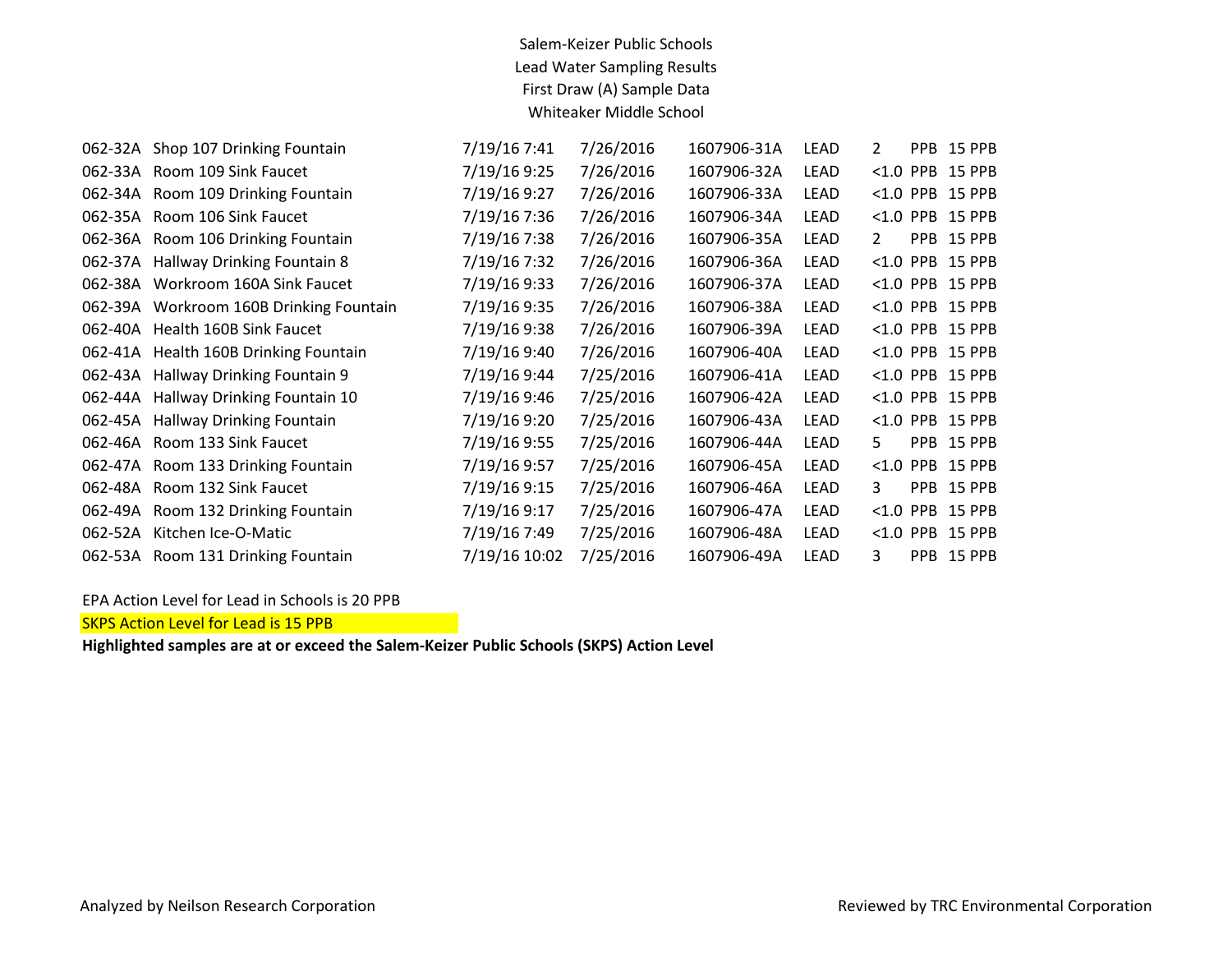Salem-Keizer Public Schools
Lead Water Sampling Results
First Draw (A) Sample Data
Whiteaker Middle School

| | | | | | | | | |
|---|---|---|---|---|---|---|---|---|
| 062-32A | Shop 107 Drinking Fountain | 7/19/16 7:41 | 7/26/2016 | 1607906-31A | LEAD | 2 | PPB | 15 PPB |
| 062-33A | Room 109 Sink Faucet | 7/19/16 9:25 | 7/26/2016 | 1607906-32A | LEAD | <1.0 | PPB | 15 PPB |
| 062-34A | Room 109 Drinking Fountain | 7/19/16 9:27 | 7/26/2016 | 1607906-33A | LEAD | <1.0 | PPB | 15 PPB |
| 062-35A | Room 106 Sink Faucet | 7/19/16 7:36 | 7/26/2016 | 1607906-34A | LEAD | <1.0 | PPB | 15 PPB |
| 062-36A | Room 106 Drinking Fountain | 7/19/16 7:38 | 7/26/2016 | 1607906-35A | LEAD | 2 | PPB | 15 PPB |
| 062-37A | Hallway Drinking Fountain 8 | 7/19/16 7:32 | 7/26/2016 | 1607906-36A | LEAD | <1.0 | PPB | 15 PPB |
| 062-38A | Workroom 160A Sink Faucet | 7/19/16 9:33 | 7/26/2016 | 1607906-37A | LEAD | <1.0 | PPB | 15 PPB |
| 062-39A | Workroom 160B Drinking Fountain | 7/19/16 9:35 | 7/26/2016 | 1607906-38A | LEAD | <1.0 | PPB | 15 PPB |
| 062-40A | Health 160B Sink Faucet | 7/19/16 9:38 | 7/26/2016 | 1607906-39A | LEAD | <1.0 | PPB | 15 PPB |
| 062-41A | Health 160B Drinking Fountain | 7/19/16 9:40 | 7/26/2016 | 1607906-40A | LEAD | <1.0 | PPB | 15 PPB |
| 062-43A | Hallway Drinking Fountain 9 | 7/19/16 9:44 | 7/25/2016 | 1607906-41A | LEAD | <1.0 | PPB | 15 PPB |
| 062-44A | Hallway Drinking Fountain 10 | 7/19/16 9:46 | 7/25/2016 | 1607906-42A | LEAD | <1.0 | PPB | 15 PPB |
| 062-45A | Hallway Drinking Fountain | 7/19/16 9:20 | 7/25/2016 | 1607906-43A | LEAD | <1.0 | PPB | 15 PPB |
| 062-46A | Room 133 Sink Faucet | 7/19/16 9:55 | 7/25/2016 | 1607906-44A | LEAD | 5 | PPB | 15 PPB |
| 062-47A | Room 133 Drinking Fountain | 7/19/16 9:57 | 7/25/2016 | 1607906-45A | LEAD | <1.0 | PPB | 15 PPB |
| 062-48A | Room 132 Sink Faucet | 7/19/16 9:15 | 7/25/2016 | 1607906-46A | LEAD | 3 | PPB | 15 PPB |
| 062-49A | Room 132 Drinking Fountain | 7/19/16 9:17 | 7/25/2016 | 1607906-47A | LEAD | <1.0 | PPB | 15 PPB |
| 062-52A | Kitchen Ice-O-Matic | 7/19/16 7:49 | 7/25/2016 | 1607906-48A | LEAD | <1.0 | PPB | 15 PPB |
| 062-53A | Room 131 Drinking Fountain | 7/19/16 10:02 | 7/25/2016 | 1607906-49A | LEAD | 3 | PPB | 15 PPB |

EPA Action Level for Lead in Schools is 20 PPB

SKPS Action Level for Lead is 15 PPB

**Highlighted samples are at or exceed the Salem-Keizer Public Schools (SKPS) Action Level**

Analyzed by Neilson Research Corporation

Reviewed by TRC Environmental Corporation